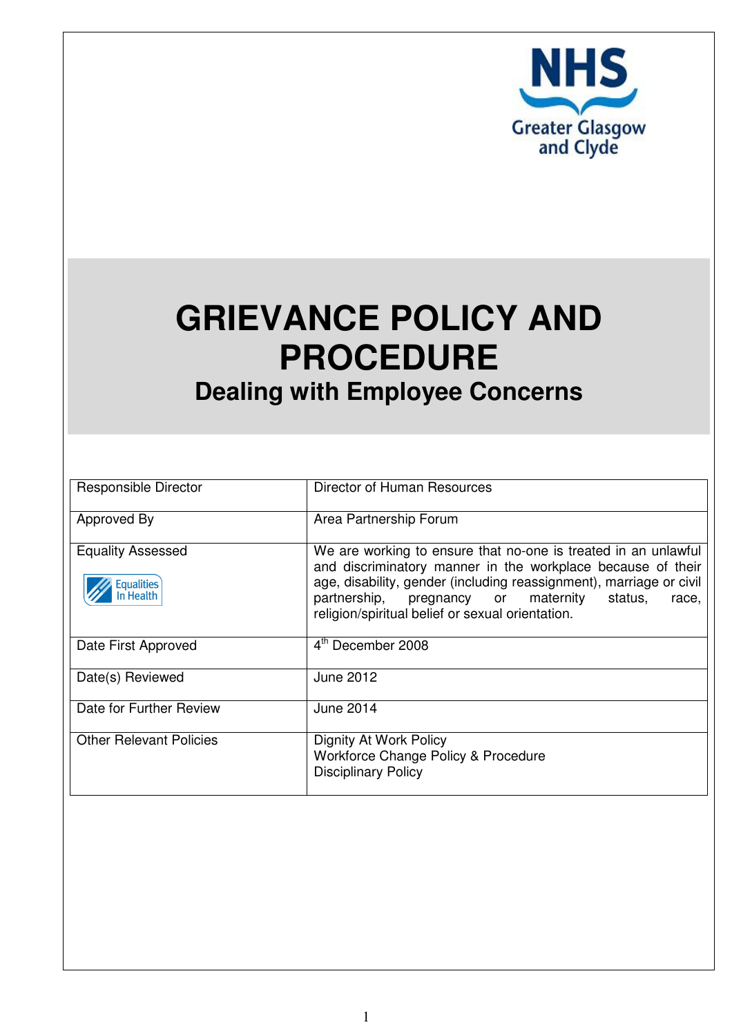NHS Greater Glasgow and Clyde

# GRIEVANCE POLICY AND PROCEDURE

## Dealing with Employee Concerns

| | |
|---|---|
| Responsible Director | Director of Human Resources |
| Approved By | Area Partnership Forum |
| Equality Assessed | We are working to ensure that no-one is treated in an unlawful and discriminatory manner in the workplace because of their age, disability, gender (including reassignment), marriage or civil partnership, pregnancy or maternity status, race, religion/spiritual belief or sexual orientation. |
| Date First Approved | 4th December 2008 |
| Date(s) Reviewed | June 2012 |
| Date for Further Review | June 2014 |
| Other Relevant Policies | Dignity At Work Policy<br>Workforce Change Policy & Procedure<br>Disciplinary Policy |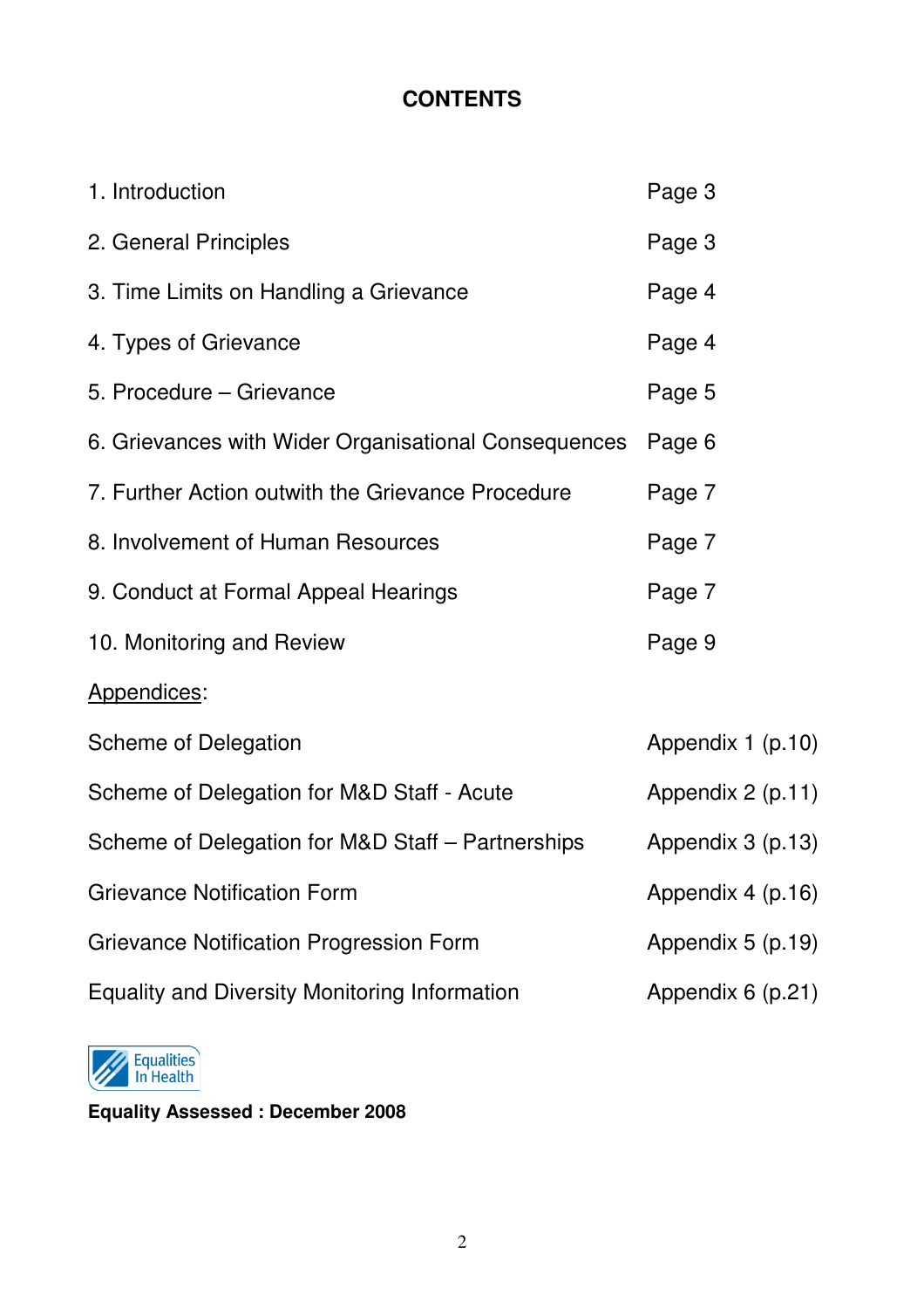# CONTENTS

| | |
|---|---|
| 1. Introduction | Page 3 |
| 2. General Principles | Page 3 |
| 3. Time Limits on Handling a Grievance | Page 4 |
| 4. Types of Grievance | Page 4 |
| 5. Procedure – Grievance | Page 5 |
| 6. Grievances with Wider Organisational Consequences | Page 6 |
| 7. Further Action outwith the Grievance Procedure | Page 7 |
| 8. Involvement of Human Resources | Page 7 |
| 9. Conduct at Formal Appeal Hearings | Page 7 |
| 10. Monitoring and Review | Page 9 |

Appendices:

| | |
|---|---|
| Scheme of Delegation | Appendix 1 (p.10) |
| Scheme of Delegation for M&D Staff - Acute | Appendix 2 (p.11) |
| Scheme of Delegation for M&D Staff – Partnerships | Appendix 3 (p.13) |
| Grievance Notification Form | Appendix 4 (p.16) |
| Grievance Notification Progression Form | Appendix 5 (p.19) |
| Equality and Diversity Monitoring Information | Appendix 6 (p.21) |

Equalities In Health

**Equality Assessed : December 2008**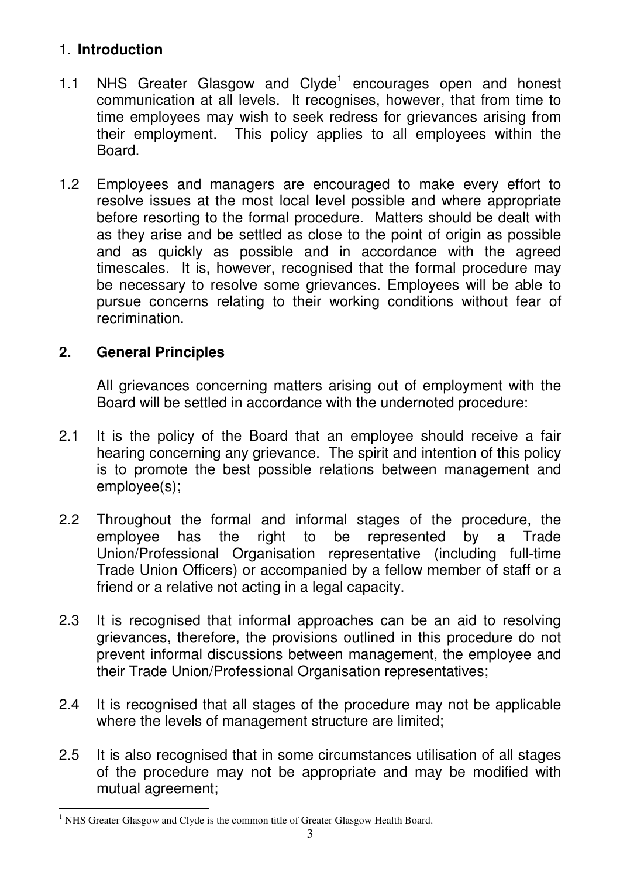## 1. **Introduction**

1.1 NHS Greater Glasgow and Clyde[1] encourages open and honest communication at all levels. It recognises, however, that from time to time employees may wish to seek redress for grievances arising from their employment. This policy applies to all employees within the Board.

1.2 Employees and managers are encouraged to make every effort to resolve issues at the most local level possible and where appropriate before resorting to the formal procedure. Matters should be dealt with as they arise and be settled as close to the point of origin as possible and as quickly as possible and in accordance with the agreed timescales. It is, however, recognised that the formal procedure may be necessary to resolve some grievances. Employees will be able to pursue concerns relating to their working conditions without fear of recrimination.

## 2. General Principles

All grievances concerning matters arising out of employment with the Board will be settled in accordance with the undernoted procedure:

2.1 It is the policy of the Board that an employee should receive a fair hearing concerning any grievance. The spirit and intention of this policy is to promote the best possible relations between management and employee(s);

2.2 Throughout the formal and informal stages of the procedure, the employee has the right to be represented by a Trade Union/Professional Organisation representative (including full-time Trade Union Officers) or accompanied by a fellow member of staff or a friend or a relative not acting in a legal capacity.

2.3 It is recognised that informal approaches can be an aid to resolving grievances, therefore, the provisions outlined in this procedure do not prevent informal discussions between management, the employee and their Trade Union/Professional Organisation representatives;

2.4 It is recognised that all stages of the procedure may not be applicable where the levels of management structure are limited;

2.5 It is also recognised that in some circumstances utilisation of all stages of the procedure may not be appropriate and may be modified with mutual agreement;

[1] NHS Greater Glasgow and Clyde is the common title of Greater Glasgow Health Board.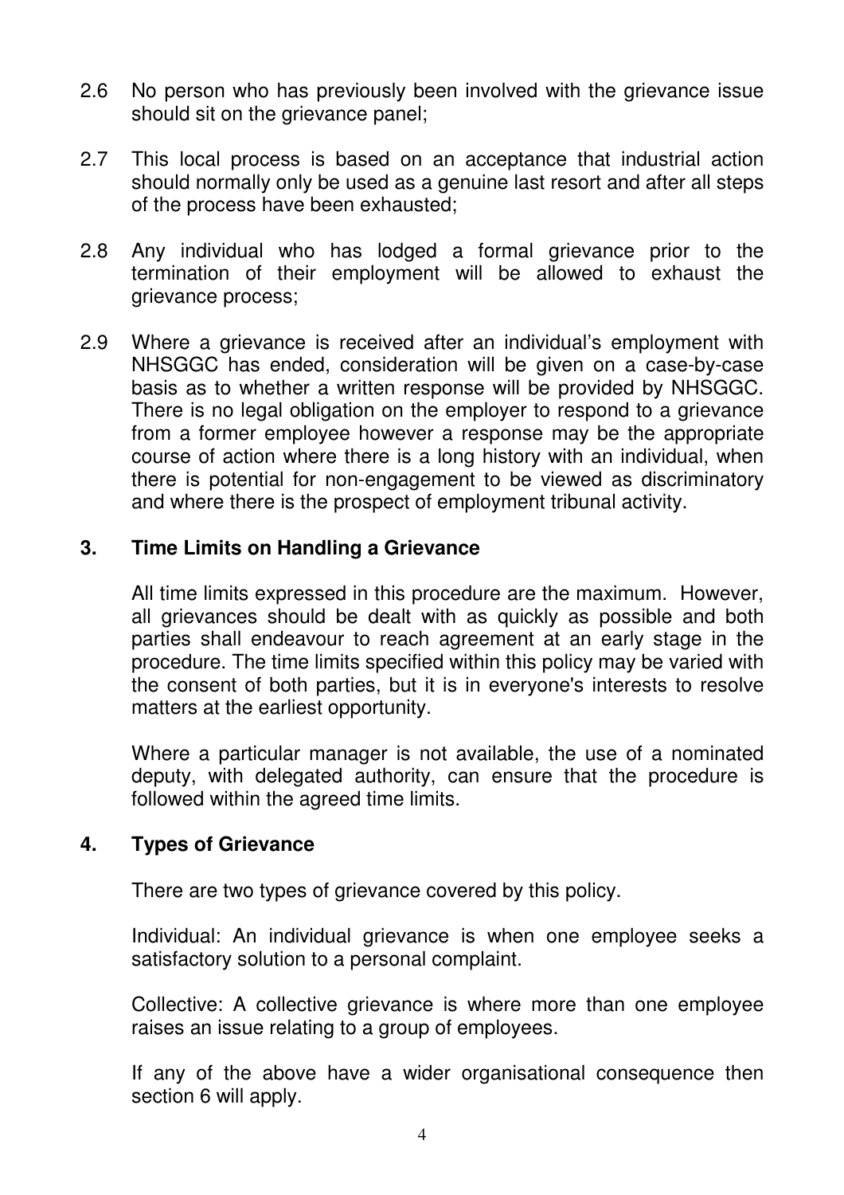2.6 No person who has previously been involved with the grievance issue should sit on the grievance panel;

2.7 This local process is based on an acceptance that industrial action should normally only be used as a genuine last resort and after all steps of the process have been exhausted;

2.8 Any individual who has lodged a formal grievance prior to the termination of their employment will be allowed to exhaust the grievance process;

2.9 Where a grievance is received after an individual's employment with NHSGGC has ended, consideration will be given on a case-by-case basis as to whether a written response will be provided by NHSGGC. There is no legal obligation on the employer to respond to a grievance from a former employee however a response may be the appropriate course of action where there is a long history with an individual, when there is potential for non-engagement to be viewed as discriminatory and where there is the prospect of employment tribunal activity.

## 3. Time Limits on Handling a Grievance

All time limits expressed in this procedure are the maximum. However, all grievances should be dealt with as quickly as possible and both parties shall endeavour to reach agreement at an early stage in the procedure. The time limits specified within this policy may be varied with the consent of both parties, but it is in everyone's interests to resolve matters at the earliest opportunity.

Where a particular manager is not available, the use of a nominated deputy, with delegated authority, can ensure that the procedure is followed within the agreed time limits.

## 4. Types of Grievance

There are two types of grievance covered by this policy.

Individual: An individual grievance is when one employee seeks a satisfactory solution to a personal complaint.

Collective: A collective grievance is where more than one employee raises an issue relating to a group of employees.

If any of the above have a wider organisational consequence then section 6 will apply.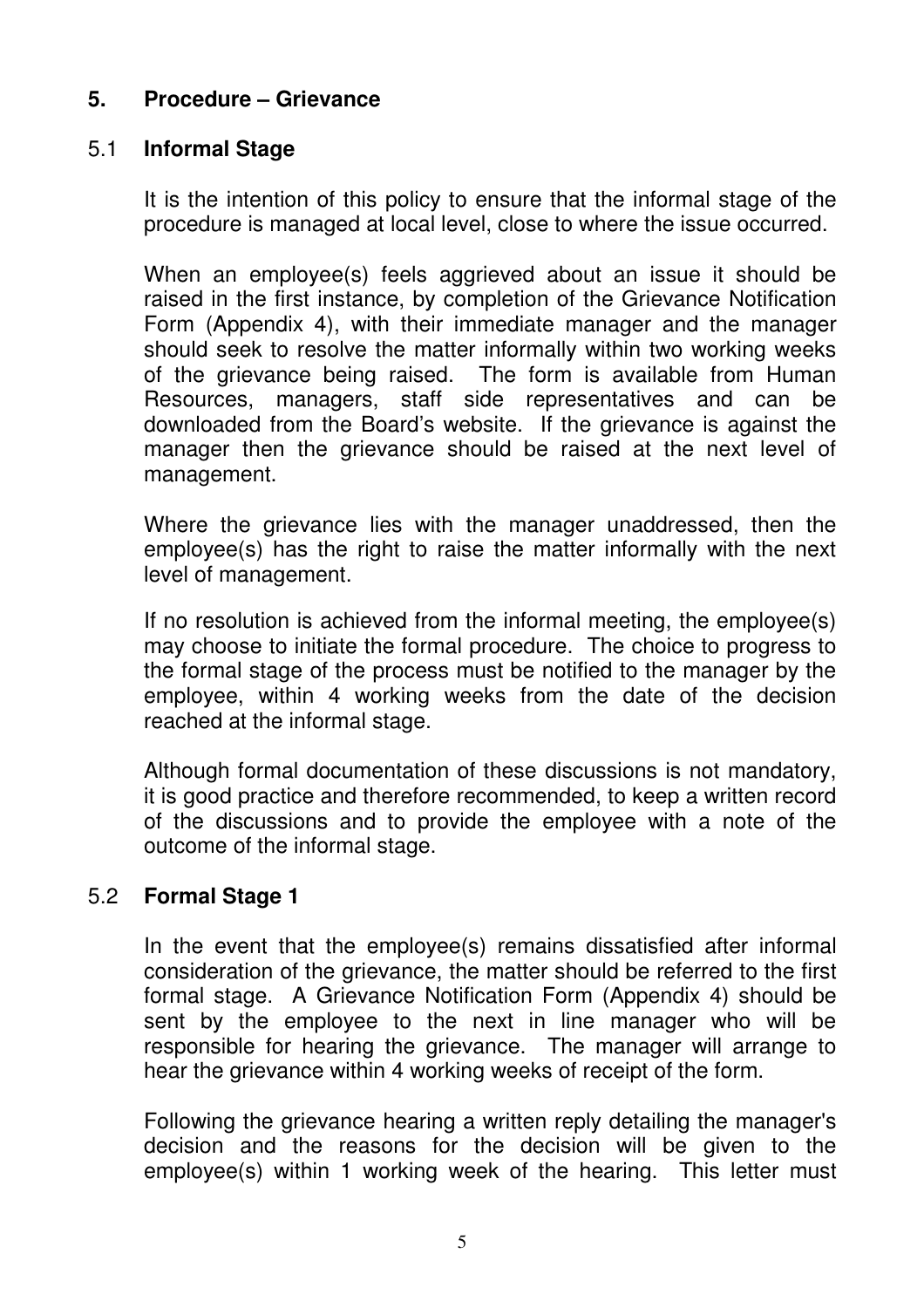## 5. Procedure – Grievance

### 5.1 Informal Stage

It is the intention of this policy to ensure that the informal stage of the procedure is managed at local level, close to where the issue occurred.

When an employee(s) feels aggrieved about an issue it should be raised in the first instance, by completion of the Grievance Notification Form (Appendix 4), with their immediate manager and the manager should seek to resolve the matter informally within two working weeks of the grievance being raised. The form is available from Human Resources, managers, staff side representatives and can be downloaded from the Board's website. If the grievance is against the manager then the grievance should be raised at the next level of management.

Where the grievance lies with the manager unaddressed, then the employee(s) has the right to raise the matter informally with the next level of management.

If no resolution is achieved from the informal meeting, the employee(s) may choose to initiate the formal procedure. The choice to progress to the formal stage of the process must be notified to the manager by the employee, within 4 working weeks from the date of the decision reached at the informal stage.

Although formal documentation of these discussions is not mandatory, it is good practice and therefore recommended, to keep a written record of the discussions and to provide the employee with a note of the outcome of the informal stage.

### 5.2 Formal Stage 1

In the event that the employee(s) remains dissatisfied after informal consideration of the grievance, the matter should be referred to the first formal stage. A Grievance Notification Form (Appendix 4) should be sent by the employee to the next in line manager who will be responsible for hearing the grievance. The manager will arrange to hear the grievance within 4 working weeks of receipt of the form.

Following the grievance hearing a written reply detailing the manager's decision and the reasons for the decision will be given to the employee(s) within 1 working week of the hearing. This letter must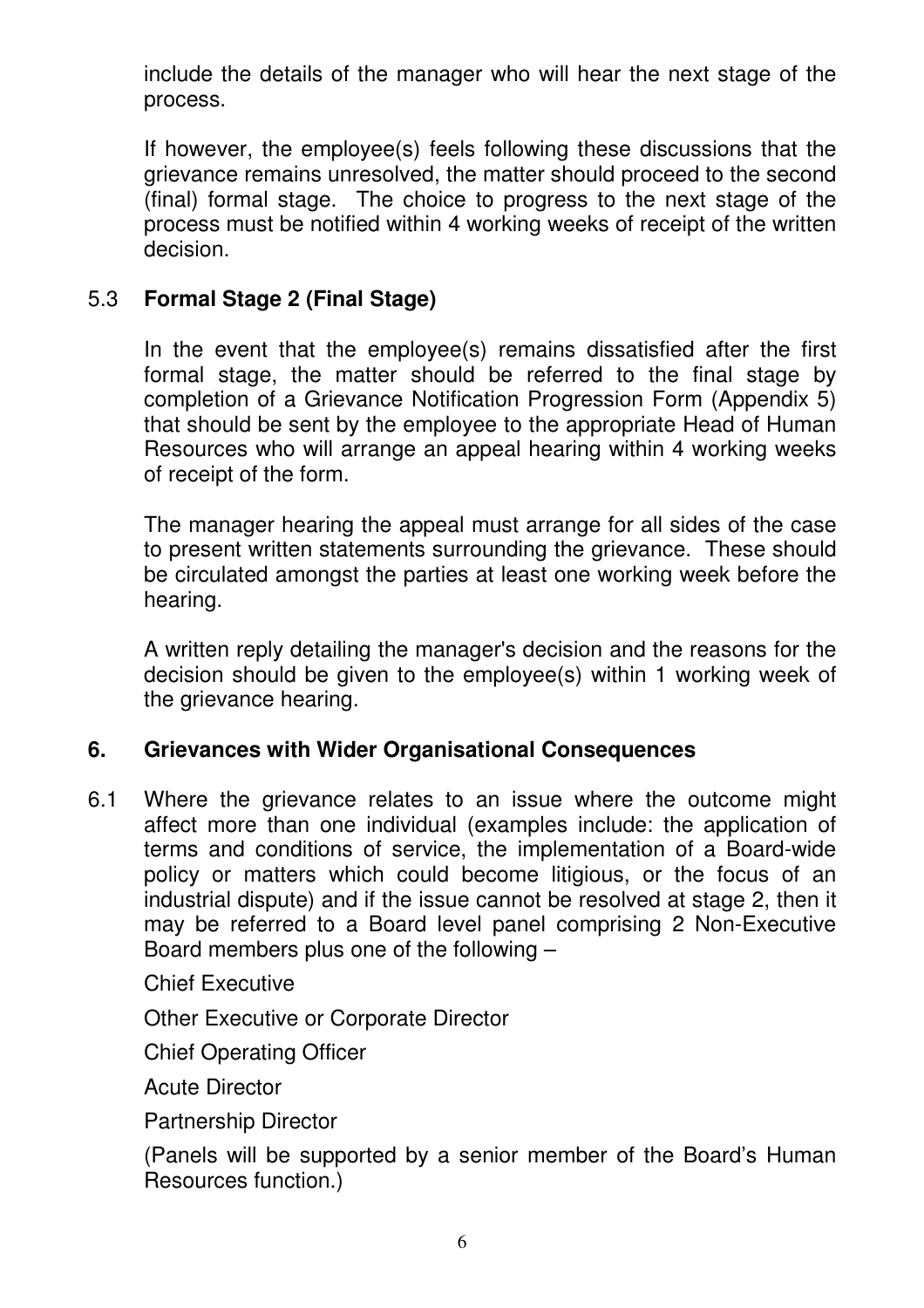include the details of the manager who will hear the next stage of the process.

If however, the employee(s) feels following these discussions that the grievance remains unresolved, the matter should proceed to the second (final) formal stage. The choice to progress to the next stage of the process must be notified within 4 working weeks of receipt of the written decision.

### 5.3 Formal Stage 2 (Final Stage)

In the event that the employee(s) remains dissatisfied after the first formal stage, the matter should be referred to the final stage by completion of a Grievance Notification Progression Form (Appendix 5) that should be sent by the employee to the appropriate Head of Human Resources who will arrange an appeal hearing within 4 working weeks of receipt of the form.

The manager hearing the appeal must arrange for all sides of the case to present written statements surrounding the grievance. These should be circulated amongst the parties at least one working week before the hearing.

A written reply detailing the manager's decision and the reasons for the decision should be given to the employee(s) within 1 working week of the grievance hearing.

## 6. Grievances with Wider Organisational Consequences

6.1 Where the grievance relates to an issue where the outcome might affect more than one individual (examples include: the application of terms and conditions of service, the implementation of a Board-wide policy or matters which could become litigious, or the focus of an industrial dispute) and if the issue cannot be resolved at stage 2, then it may be referred to a Board level panel comprising 2 Non-Executive Board members plus one of the following –

Chief Executive

Other Executive or Corporate Director

Chief Operating Officer

Acute Director

Partnership Director

(Panels will be supported by a senior member of the Board's Human Resources function.)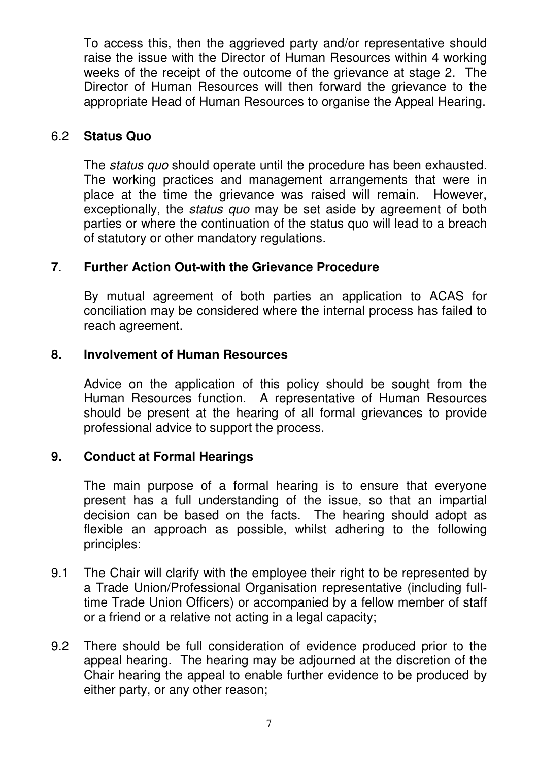To access this, then the aggrieved party and/or representative should raise the issue with the Director of Human Resources within 4 working weeks of the receipt of the outcome of the grievance at stage 2. The Director of Human Resources will then forward the grievance to the appropriate Head of Human Resources to organise the Appeal Hearing.

### 6.2 **Status Quo**

The *status quo* should operate until the procedure has been exhausted. The working practices and management arrangements that were in place at the time the grievance was raised will remain. However, exceptionally, the *status quo* may be set aside by agreement of both parties or where the continuation of the status quo will lead to a breach of statutory or other mandatory regulations.

## **7**. **Further Action Out-with the Grievance Procedure**

By mutual agreement of both parties an application to ACAS for conciliation may be considered where the internal process has failed to reach agreement.

## **8. Involvement of Human Resources**

Advice on the application of this policy should be sought from the Human Resources function. A representative of Human Resources should be present at the hearing of all formal grievances to provide professional advice to support the process.

## **9. Conduct at Formal Hearings**

The main purpose of a formal hearing is to ensure that everyone present has a full understanding of the issue, so that an impartial decision can be based on the facts. The hearing should adopt as flexible an approach as possible, whilst adhering to the following principles:

9.1 The Chair will clarify with the employee their right to be represented by a Trade Union/Professional Organisation representative (including full-time Trade Union Officers) or accompanied by a fellow member of staff or a friend or a relative not acting in a legal capacity;

9.2 There should be full consideration of evidence produced prior to the appeal hearing. The hearing may be adjourned at the discretion of the Chair hearing the appeal to enable further evidence to be produced by either party, or any other reason;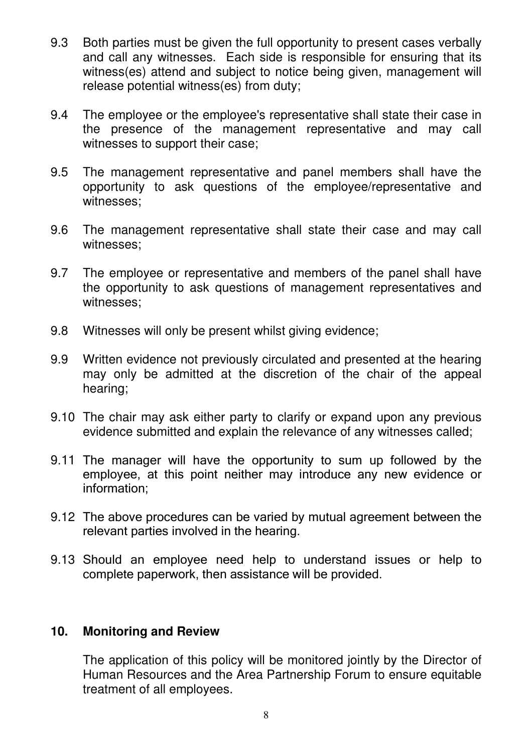9.3 Both parties must be given the full opportunity to present cases verbally and call any witnesses. Each side is responsible for ensuring that its witness(es) attend and subject to notice being given, management will release potential witness(es) from duty;

9.4 The employee or the employee's representative shall state their case in the presence of the management representative and may call witnesses to support their case;

9.5 The management representative and panel members shall have the opportunity to ask questions of the employee/representative and witnesses;

9.6 The management representative shall state their case and may call witnesses;

9.7 The employee or representative and members of the panel shall have the opportunity to ask questions of management representatives and witnesses;

9.8 Witnesses will only be present whilst giving evidence;

9.9 Written evidence not previously circulated and presented at the hearing may only be admitted at the discretion of the chair of the appeal hearing;

9.10 The chair may ask either party to clarify or expand upon any previous evidence submitted and explain the relevance of any witnesses called;

9.11 The manager will have the opportunity to sum up followed by the employee, at this point neither may introduce any new evidence or information;

9.12 The above procedures can be varied by mutual agreement between the relevant parties involved in the hearing.

9.13 Should an employee need help to understand issues or help to complete paperwork, then assistance will be provided.

## 10. Monitoring and Review

The application of this policy will be monitored jointly by the Director of Human Resources and the Area Partnership Forum to ensure equitable treatment of all employees.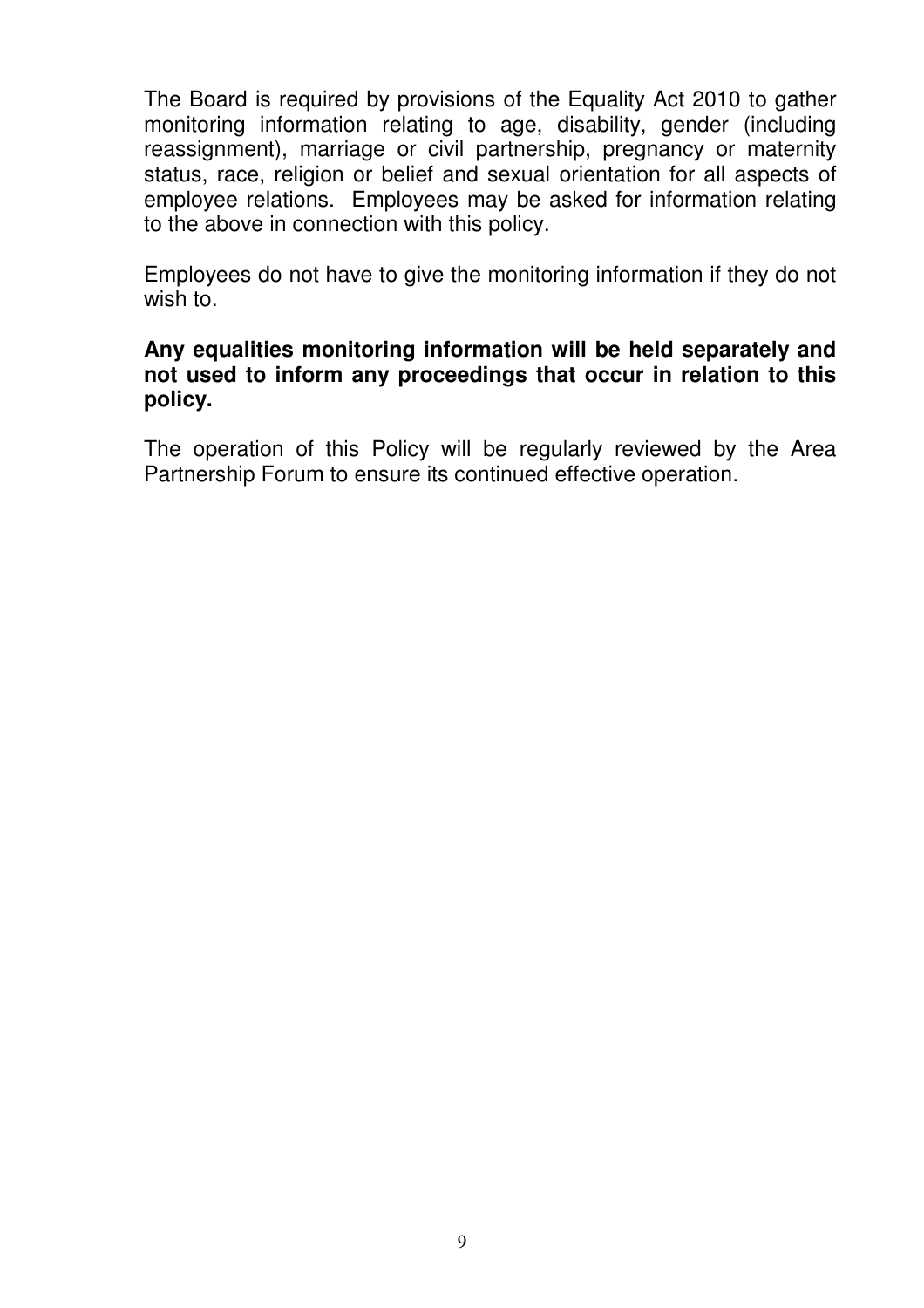The Board is required by provisions of the Equality Act 2010 to gather monitoring information relating to age, disability, gender (including reassignment), marriage or civil partnership, pregnancy or maternity status, race, religion or belief and sexual orientation for all aspects of employee relations. Employees may be asked for information relating to the above in connection with this policy.

Employees do not have to give the monitoring information if they do not wish to.

**Any equalities monitoring information will be held separately and not used to inform any proceedings that occur in relation to this policy.**

The operation of this Policy will be regularly reviewed by the Area Partnership Forum to ensure its continued effective operation.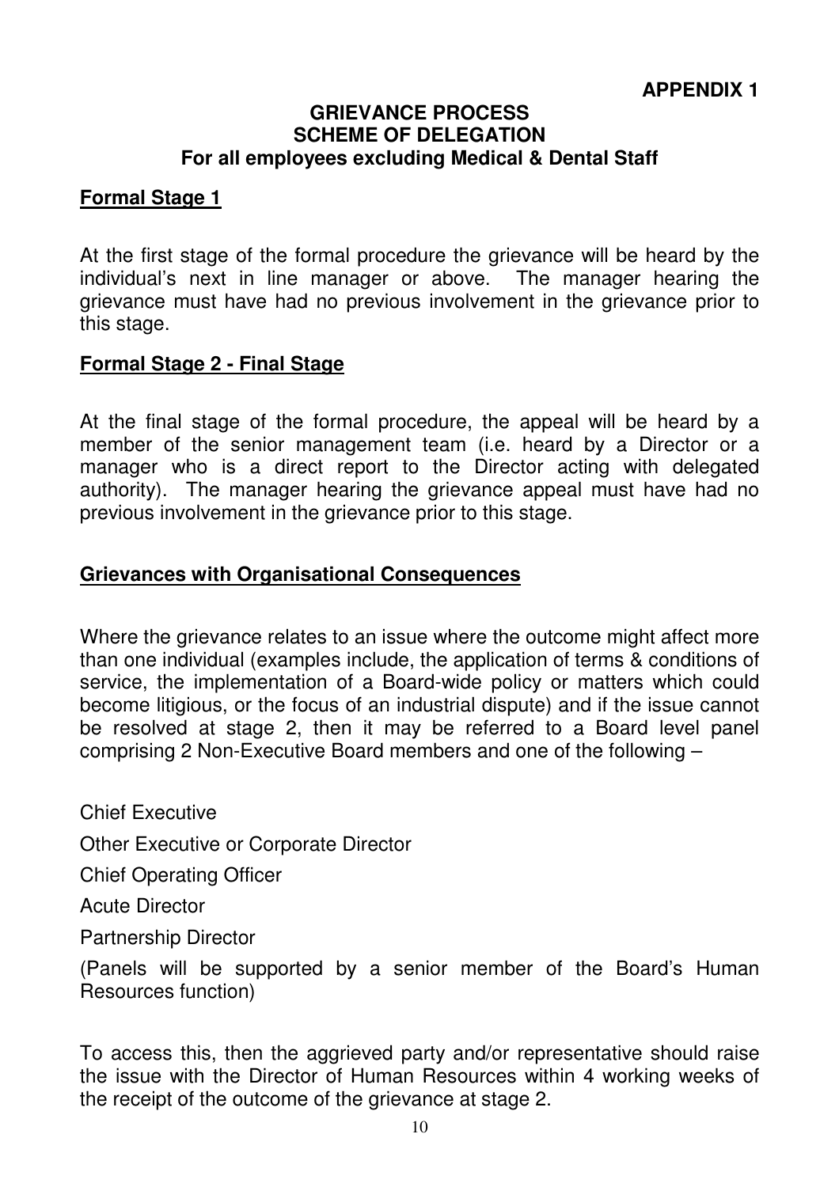**APPENDIX 1**

# GRIEVANCE PROCESS
# SCHEME OF DELEGATION
## For all employees excluding Medical & Dental Staff

### Formal Stage 1

At the first stage of the formal procedure the grievance will be heard by the individual's next in line manager or above. The manager hearing the grievance must have had no previous involvement in the grievance prior to this stage.

### Formal Stage 2 - Final Stage

At the final stage of the formal procedure, the appeal will be heard by a member of the senior management team (i.e. heard by a Director or a manager who is a direct report to the Director acting with delegated authority). The manager hearing the grievance appeal must have had no previous involvement in the grievance prior to this stage.

### Grievances with Organisational Consequences

Where the grievance relates to an issue where the outcome might affect more than one individual (examples include, the application of terms & conditions of service, the implementation of a Board-wide policy or matters which could become litigious, or the focus of an industrial dispute) and if the issue cannot be resolved at stage 2, then it may be referred to a Board level panel comprising 2 Non-Executive Board members and one of the following –

Chief Executive

Other Executive or Corporate Director

Chief Operating Officer

Acute Director

Partnership Director

(Panels will be supported by a senior member of the Board's Human Resources function)

To access this, then the aggrieved party and/or representative should raise the issue with the Director of Human Resources within 4 working weeks of the receipt of the outcome of the grievance at stage 2.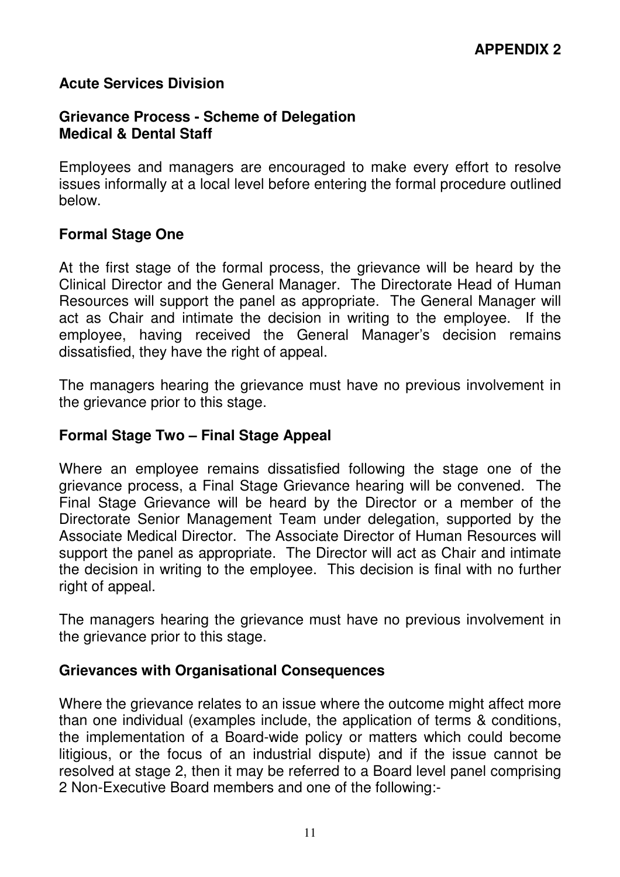**APPENDIX 2**

**Acute Services Division**

**Grievance Process - Scheme of Delegation**
**Medical & Dental Staff**

Employees and managers are encouraged to make every effort to resolve issues informally at a local level before entering the formal procedure outlined below.

**Formal Stage One**

At the first stage of the formal process, the grievance will be heard by the Clinical Director and the General Manager. The Directorate Head of Human Resources will support the panel as appropriate. The General Manager will act as Chair and intimate the decision in writing to the employee. If the employee, having received the General Manager's decision remains dissatisfied, they have the right of appeal.

The managers hearing the grievance must have no previous involvement in the grievance prior to this stage.

**Formal Stage Two – Final Stage Appeal**

Where an employee remains dissatisfied following the stage one of the grievance process, a Final Stage Grievance hearing will be convened. The Final Stage Grievance will be heard by the Director or a member of the Directorate Senior Management Team under delegation, supported by the Associate Medical Director. The Associate Director of Human Resources will support the panel as appropriate. The Director will act as Chair and intimate the decision in writing to the employee. This decision is final with no further right of appeal.

The managers hearing the grievance must have no previous involvement in the grievance prior to this stage.

**Grievances with Organisational Consequences**

Where the grievance relates to an issue where the outcome might affect more than one individual (examples include, the application of terms & conditions, the implementation of a Board-wide policy or matters which could become litigious, or the focus of an industrial dispute) and if the issue cannot be resolved at stage 2, then it may be referred to a Board level panel comprising 2 Non-Executive Board members and one of the following:-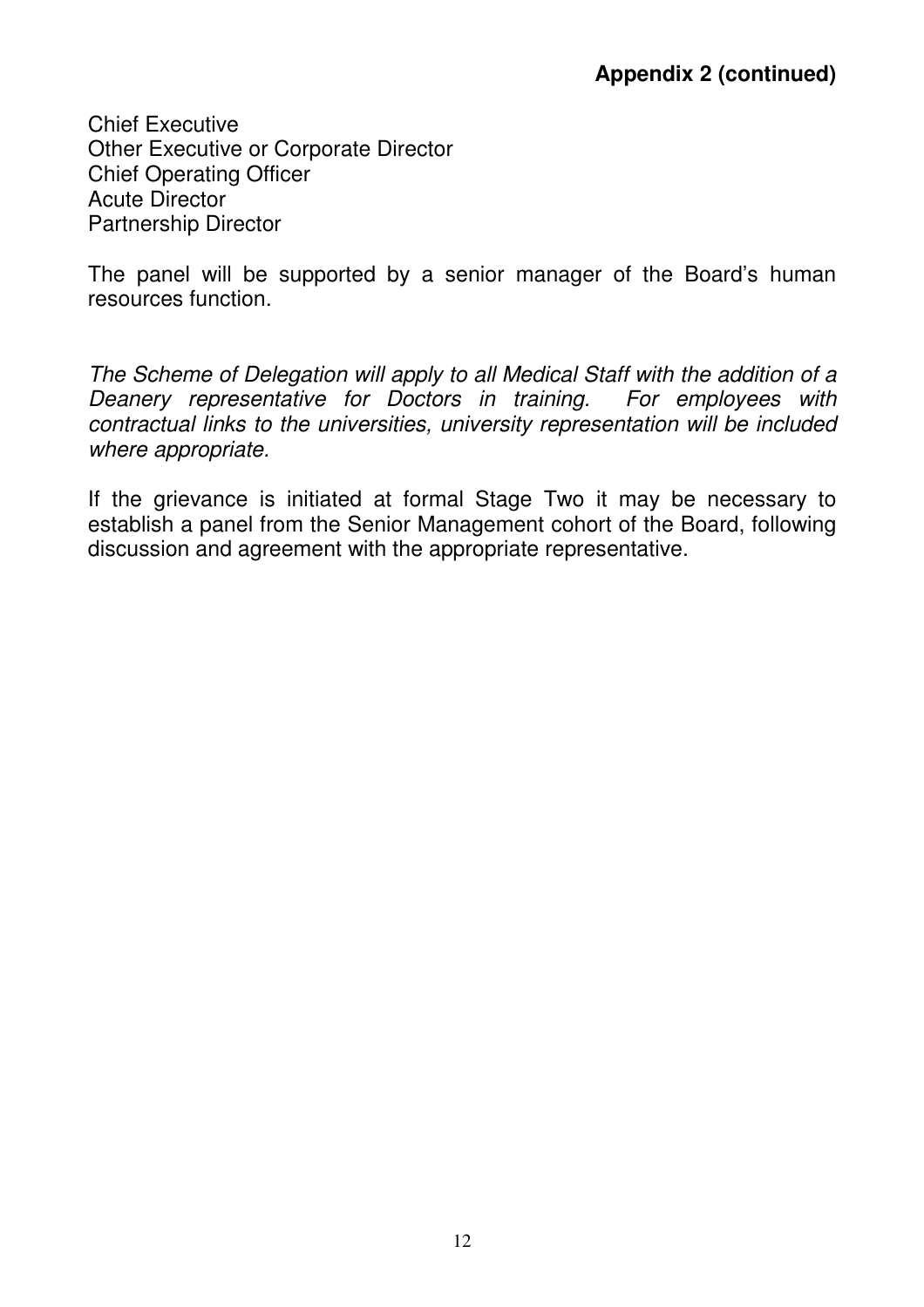**Appendix 2 (continued)**

Chief Executive
Other Executive or Corporate Director
Chief Operating Officer
Acute Director
Partnership Director

The panel will be supported by a senior manager of the Board's human resources function.

*The Scheme of Delegation will apply to all Medical Staff with the addition of a Deanery representative for Doctors in training. For employees with contractual links to the universities, university representation will be included where appropriate.*

If the grievance is initiated at formal Stage Two it may be necessary to establish a panel from the Senior Management cohort of the Board, following discussion and agreement with the appropriate representative.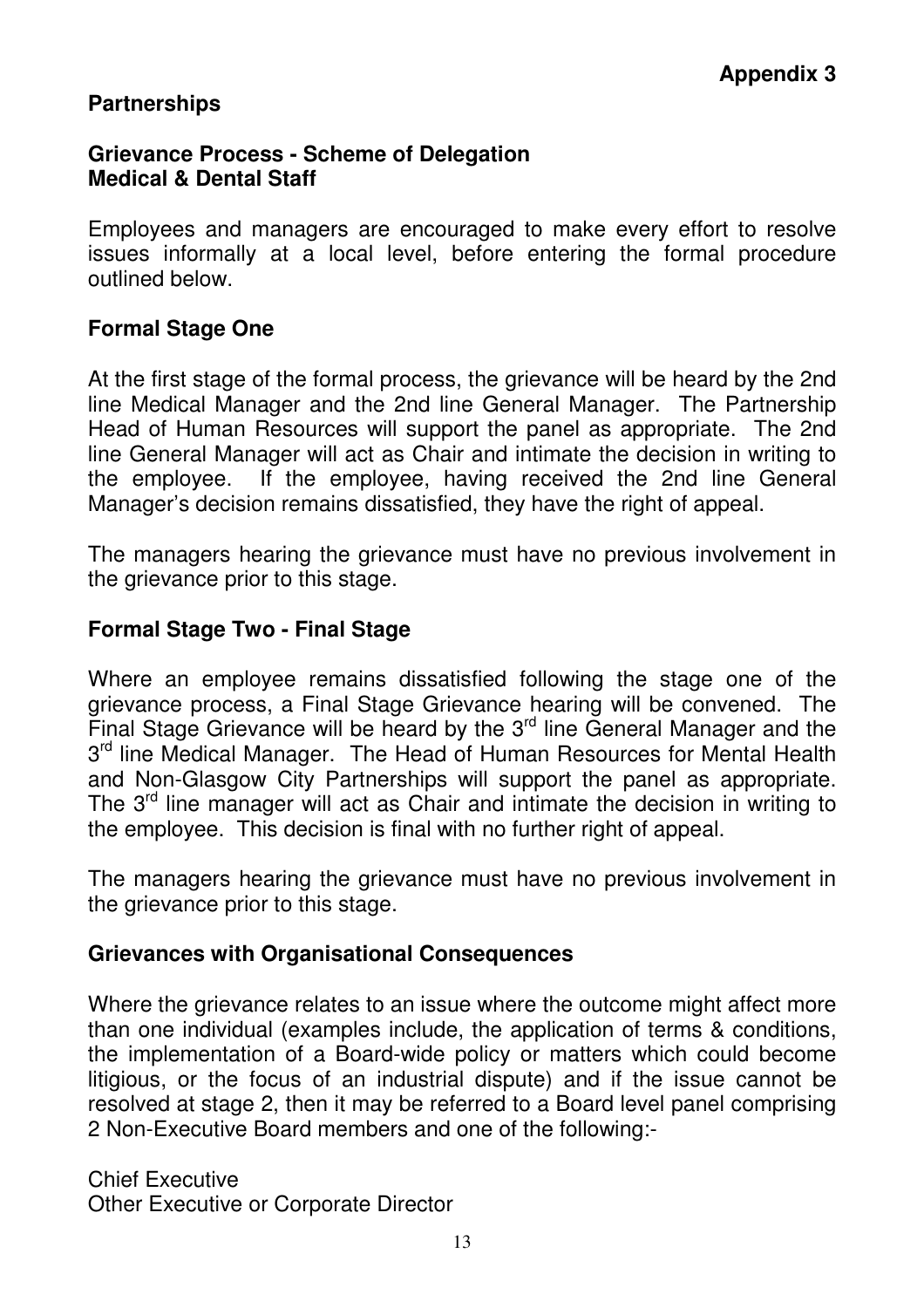**Appendix 3**

**Partnerships**

## Grievance Process - Scheme of Delegation
## Medical & Dental Staff

Employees and managers are encouraged to make every effort to resolve issues informally at a local level, before entering the formal procedure outlined below.

### Formal Stage One

At the first stage of the formal process, the grievance will be heard by the 2nd line Medical Manager and the 2nd line General Manager. The Partnership Head of Human Resources will support the panel as appropriate. The 2nd line General Manager will act as Chair and intimate the decision in writing to the employee. If the employee, having received the 2nd line General Manager's decision remains dissatisfied, they have the right of appeal.

The managers hearing the grievance must have no previous involvement in the grievance prior to this stage.

### Formal Stage Two - Final Stage

Where an employee remains dissatisfied following the stage one of the grievance process, a Final Stage Grievance hearing will be convened. The Final Stage Grievance will be heard by the 3rd line General Manager and the 3rd line Medical Manager. The Head of Human Resources for Mental Health and Non-Glasgow City Partnerships will support the panel as appropriate. The 3rd line manager will act as Chair and intimate the decision in writing to the employee. This decision is final with no further right of appeal.

The managers hearing the grievance must have no previous involvement in the grievance prior to this stage.

### Grievances with Organisational Consequences

Where the grievance relates to an issue where the outcome might affect more than one individual (examples include, the application of terms & conditions, the implementation of a Board-wide policy or matters which could become litigious, or the focus of an industrial dispute) and if the issue cannot be resolved at stage 2, then it may be referred to a Board level panel comprising 2 Non-Executive Board members and one of the following:-

Chief Executive
Other Executive or Corporate Director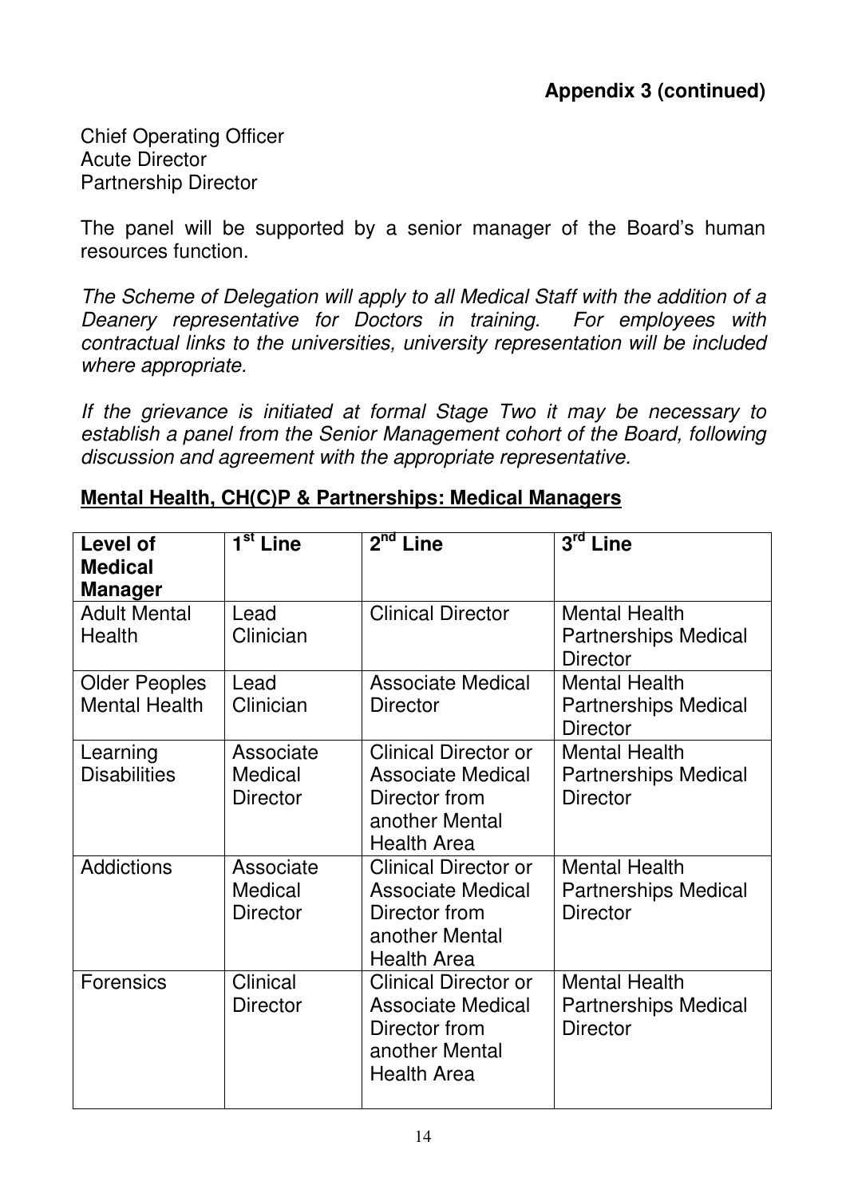**Appendix 3 (continued)**

Chief Operating Officer
Acute Director
Partnership Director

The panel will be supported by a senior manager of the Board's human resources function.

*The Scheme of Delegation will apply to all Medical Staff with the addition of a Deanery representative for Doctors in training. For employees with contractual links to the universities, university representation will be included where appropriate.*

*If the grievance is initiated at formal Stage Two it may be necessary to establish a panel from the Senior Management cohort of the Board, following discussion and agreement with the appropriate representative.*

**Mental Health, CH(C)P & Partnerships: Medical Managers**

| Level of Medical Manager | 1st Line | 2nd Line | 3rd Line |
|---|---|---|---|
| Adult Mental Health | Lead Clinician | Clinical Director | Mental Health Partnerships Medical Director |
| Older Peoples Mental Health | Lead Clinician | Associate Medical Director | Mental Health Partnerships Medical Director |
| Learning Disabilities | Associate Medical Director | Clinical Director or Associate Medical Director from another Mental Health Area | Mental Health Partnerships Medical Director |
| Addictions | Associate Medical Director | Clinical Director or Associate Medical Director from another Mental Health Area | Mental Health Partnerships Medical Director |
| Forensics | Clinical Director | Clinical Director or Associate Medical Director from another Mental Health Area | Mental Health Partnerships Medical Director |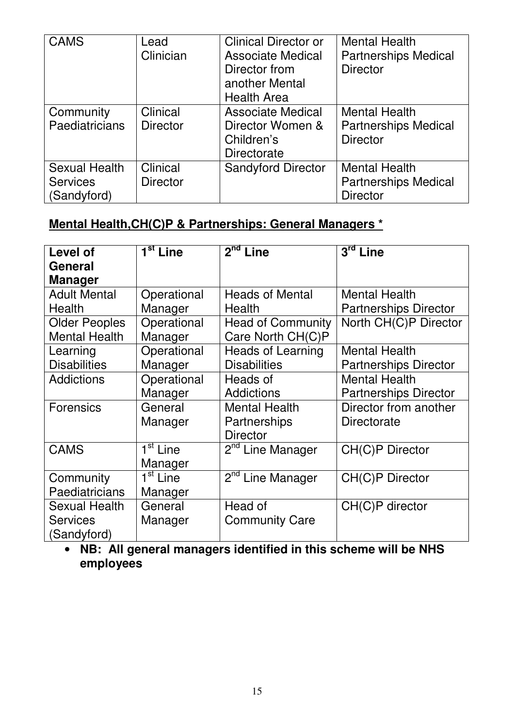| CAMS | Lead Clinician | Clinical Director or Associate Medical Director from another Mental Health Area | Mental Health Partnerships Medical Director |
|---|---|---|---|
| Community Paediatricians | Clinical Director | Associate Medical Director Women & Children's Directorate | Mental Health Partnerships Medical Director |
| Sexual Health Services (Sandyford) | Clinical Director | Sandyford Director | Mental Health Partnerships Medical Director |

**Mental Health,CH(C)P & Partnerships: General Managers ***

| Level of General Manager | 1st Line | 2nd Line | 3rd Line |
|---|---|---|---|
| Adult Mental Health | Operational Manager | Heads of Mental Health | Mental Health Partnerships Director |
| Older Peoples Mental Health | Operational Manager | Head of Community Care North CH(C)P | North CH(C)P Director |
| Learning Disabilities | Operational Manager | Heads of Learning Disabilities | Mental Health Partnerships Director |
| Addictions | Operational Manager | Heads of Addictions | Mental Health Partnerships Director |
| Forensics | General Manager | Mental Health Partnerships Director | Director from another Directorate |
| CAMS | 1st Line Manager | 2nd Line Manager | CH(C)P Director |
| Community Paediatricians | 1st Line Manager | 2nd Line Manager | CH(C)P Director |
| Sexual Health Services (Sandyford) | General Manager | Head of Community Care | CH(C)P director |

- **NB: All general managers identified in this scheme will be NHS employees**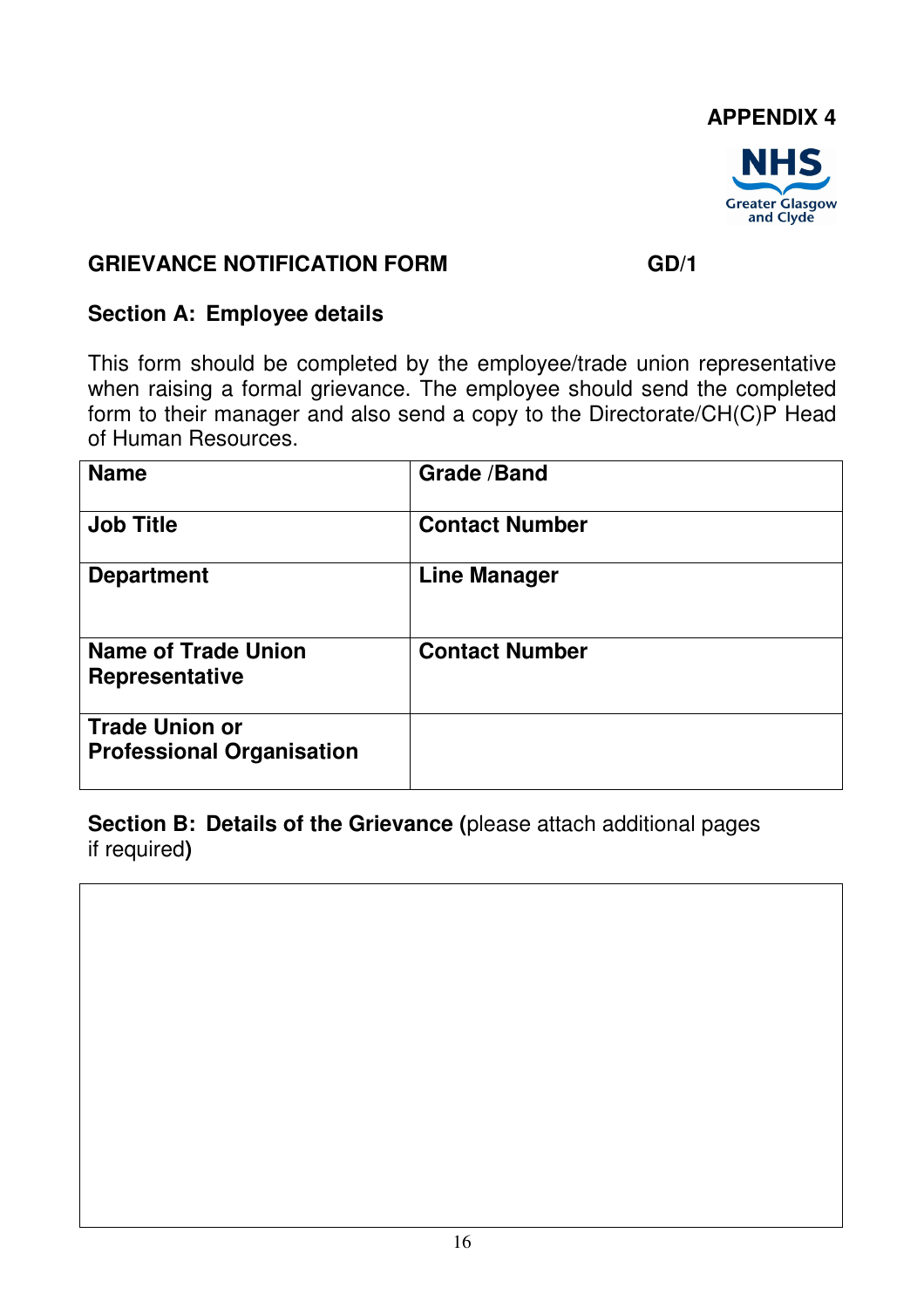**APPENDIX 4**

NHS Greater Glasgow and Clyde

## GRIEVANCE NOTIFICATION FORM GD/1

### Section A: Employee details

This form should be completed by the employee/trade union representative when raising a formal grievance. The employee should send the completed form to their manager and also send a copy to the Directorate/CH(C)P Head of Human Resources.

| **Name** | **Grade /Band** |
|---|---|
| **Job Title** | **Contact Number** |
| **Department** | **Line Manager** |
| **Name of Trade Union Representative** | **Contact Number** |
| **Trade Union or Professional Organisation** | |

### Section B: Details of the Grievance (please attach additional pages if required)

| |
|---|
| |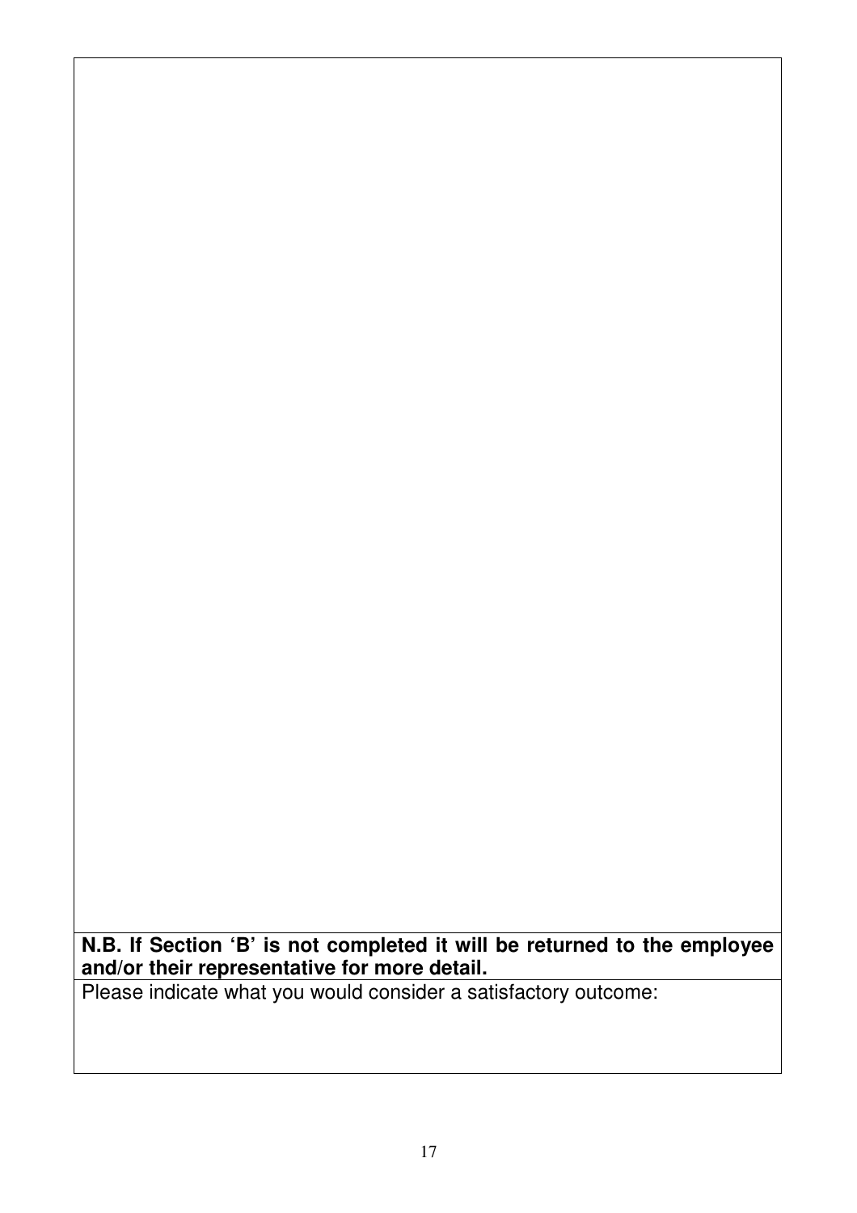**N.B. If Section 'B' is not completed it will be returned to the employee and/or their representative for more detail.**

Please indicate what you would consider a satisfactory outcome: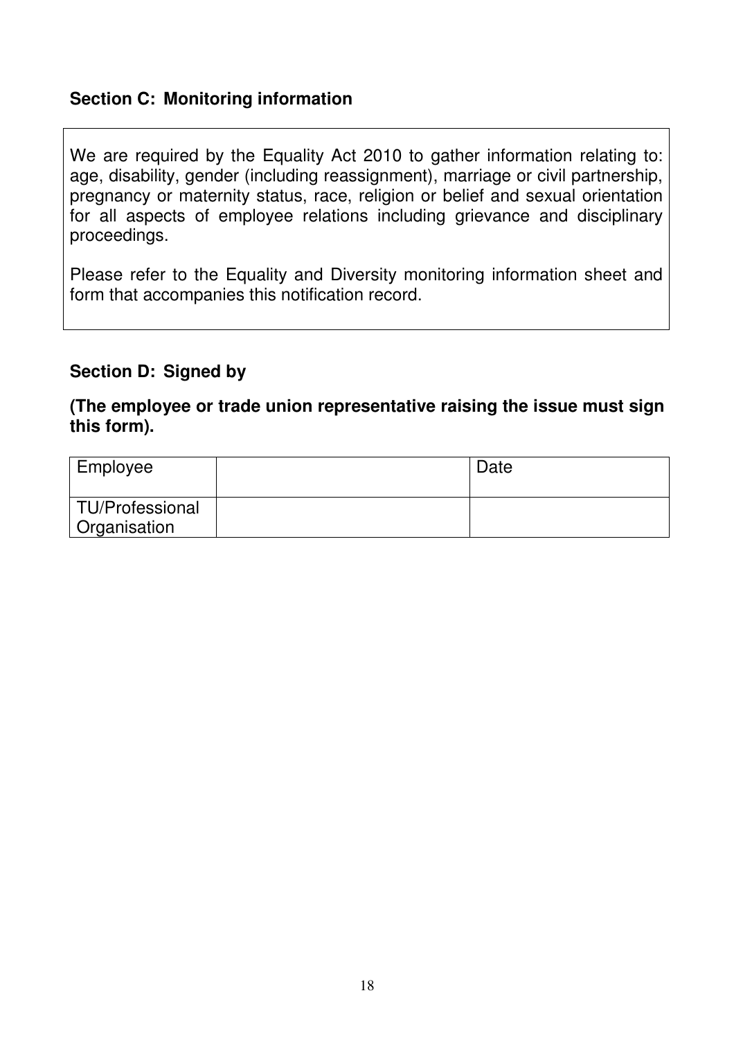## Section C: Monitoring information

We are required by the Equality Act 2010 to gather information relating to: age, disability, gender (including reassignment), marriage or civil partnership, pregnancy or maternity status, race, religion or belief and sexual orientation for all aspects of employee relations including grievance and disciplinary proceedings.

Please refer to the Equality and Diversity monitoring information sheet and form that accompanies this notification record.

## Section D: Signed by

**(The employee or trade union representative raising the issue must sign this form).**

| Employee | | Date |
|---|---|---|
| TU/Professional Organisation | | |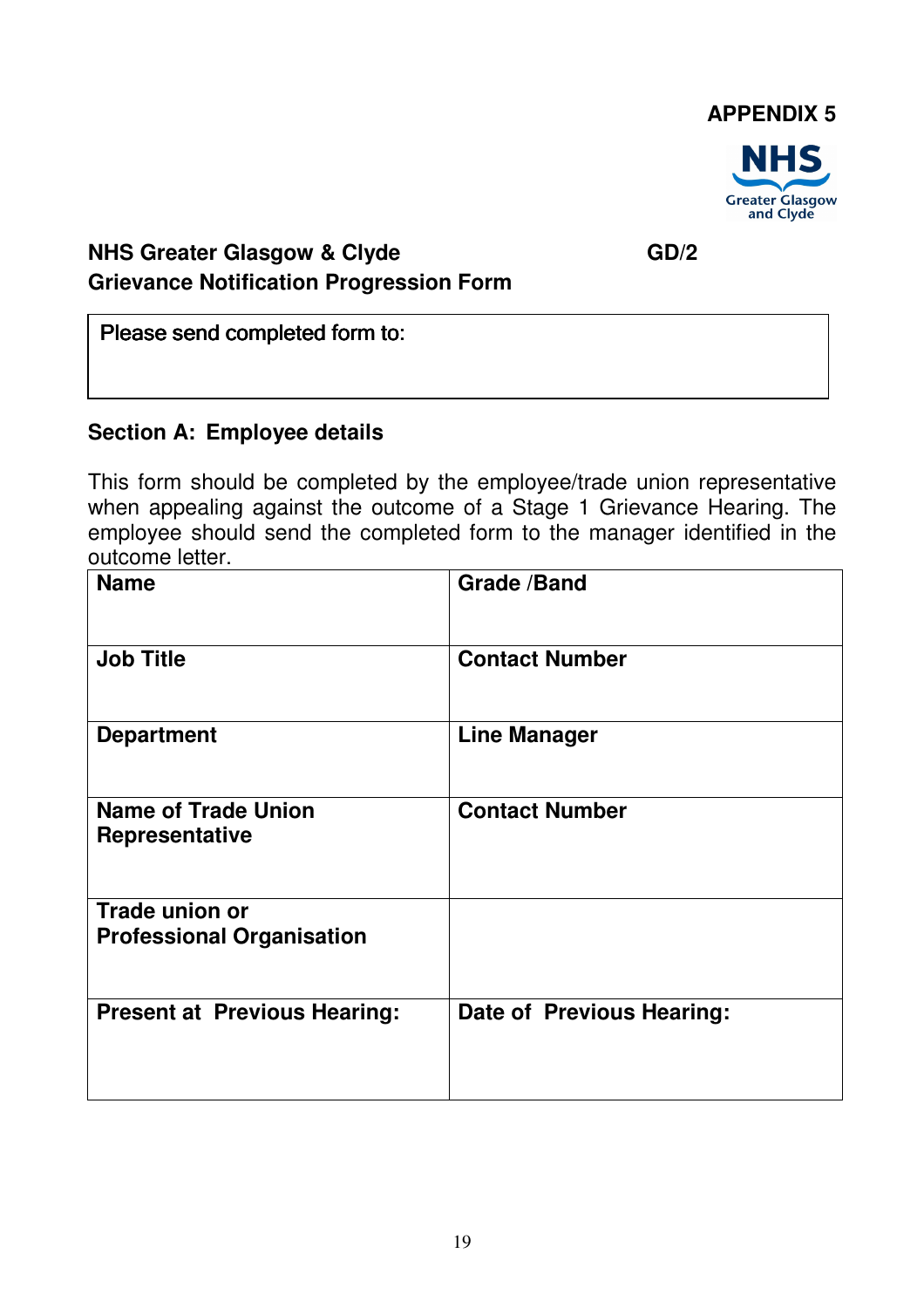**APPENDIX 5**

NHS Greater Glasgow and Clyde

**NHS Greater Glasgow & Clyde** **GD/2**
**Grievance Notification Progression Form**

| Please send completed form to: |
|---|
| |

**Section A: Employee details**

This form should be completed by the employee/trade union representative when appealing against the outcome of a Stage 1 Grievance Hearing. The employee should send the completed form to the manager identified in the outcome letter.

| **Name** | **Grade /Band** |
|---|---|
| **Job Title** | **Contact Number** |
| **Department** | **Line Manager** |
| **Name of Trade Union Representative** | **Contact Number** |
| **Trade union or Professional Organisation** | |
| **Present at Previous Hearing:** | **Date of Previous Hearing:** |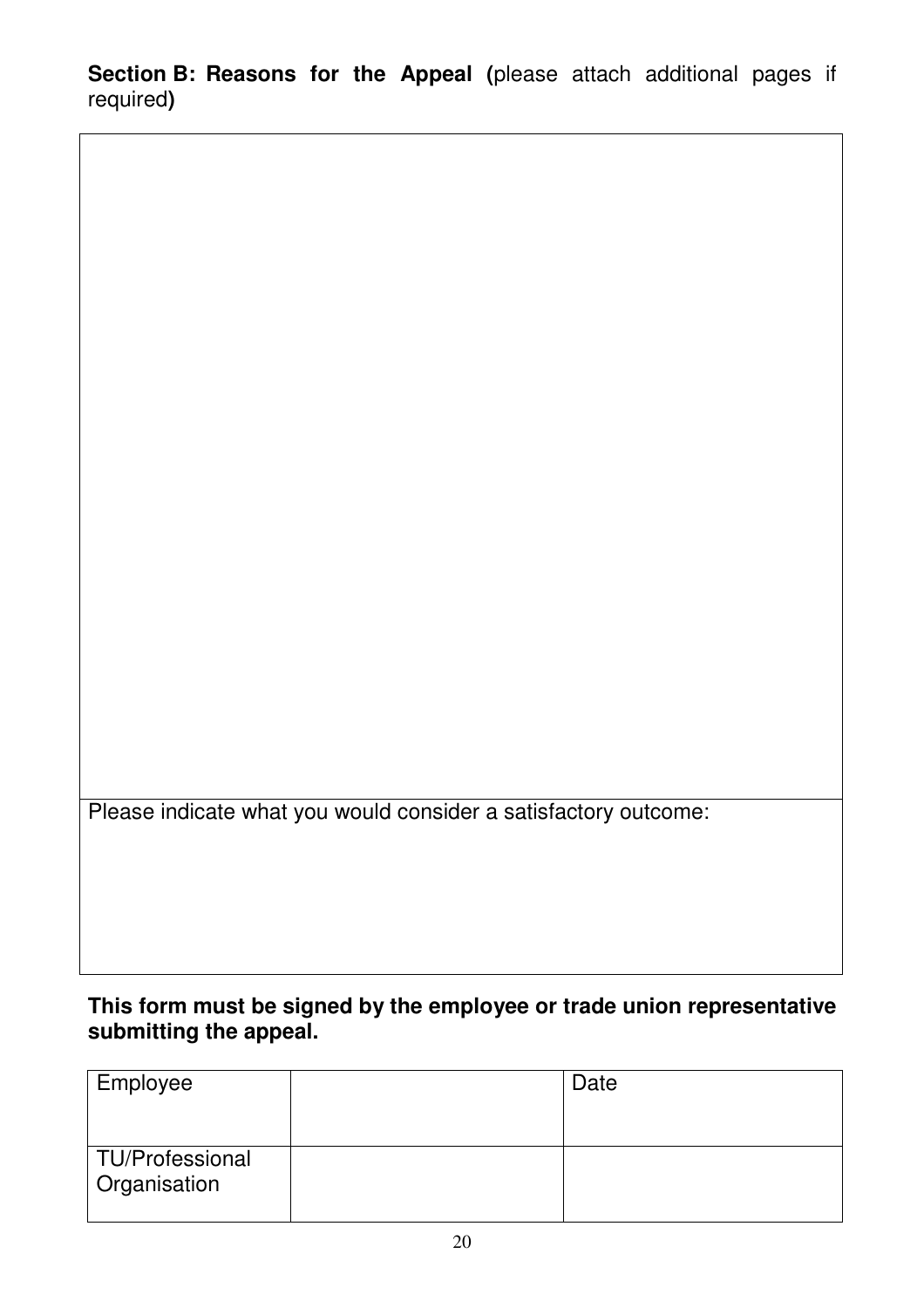**Section B: Reasons for the Appeal (**please attach additional pages if required**)**

| |
|---|
| |
| Please indicate what you would consider a satisfactory outcome: |

**This form must be signed by the employee or trade union representative submitting the appeal.**

| Employee | | Date |
|---|---|---|
| TU/Professional Organisation | | |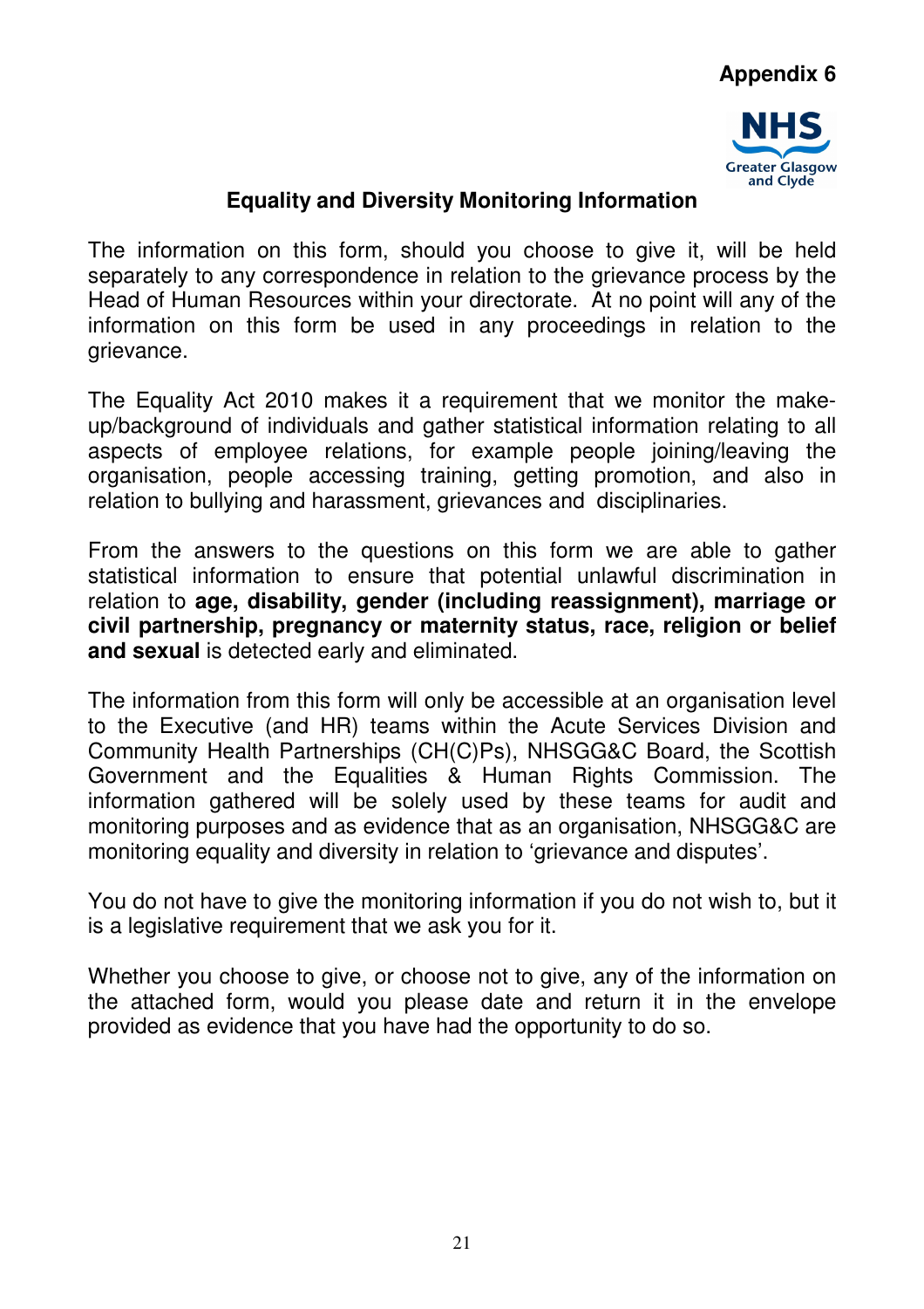**Appendix 6**

NHS Greater Glasgow and Clyde

## Equality and Diversity Monitoring Information

The information on this form, should you choose to give it, will be held separately to any correspondence in relation to the grievance process by the Head of Human Resources within your directorate. At no point will any of the information on this form be used in any proceedings in relation to the grievance.

The Equality Act 2010 makes it a requirement that we monitor the make-up/background of individuals and gather statistical information relating to all aspects of employee relations, for example people joining/leaving the organisation, people accessing training, getting promotion, and also in relation to bullying and harassment, grievances and disciplinaries.

From the answers to the questions on this form we are able to gather statistical information to ensure that potential unlawful discrimination in relation to **age, disability, gender (including reassignment), marriage or civil partnership, pregnancy or maternity status, race, religion or belief and sexual** is detected early and eliminated.

The information from this form will only be accessible at an organisation level to the Executive (and HR) teams within the Acute Services Division and Community Health Partnerships (CH(C)Ps), NHSGG&C Board, the Scottish Government and the Equalities & Human Rights Commission. The information gathered will be solely used by these teams for audit and monitoring purposes and as evidence that as an organisation, NHSGG&C are monitoring equality and diversity in relation to 'grievance and disputes'.

You do not have to give the monitoring information if you do not wish to, but it is a legislative requirement that we ask you for it.

Whether you choose to give, or choose not to give, any of the information on the attached form, would you please date and return it in the envelope provided as evidence that you have had the opportunity to do so.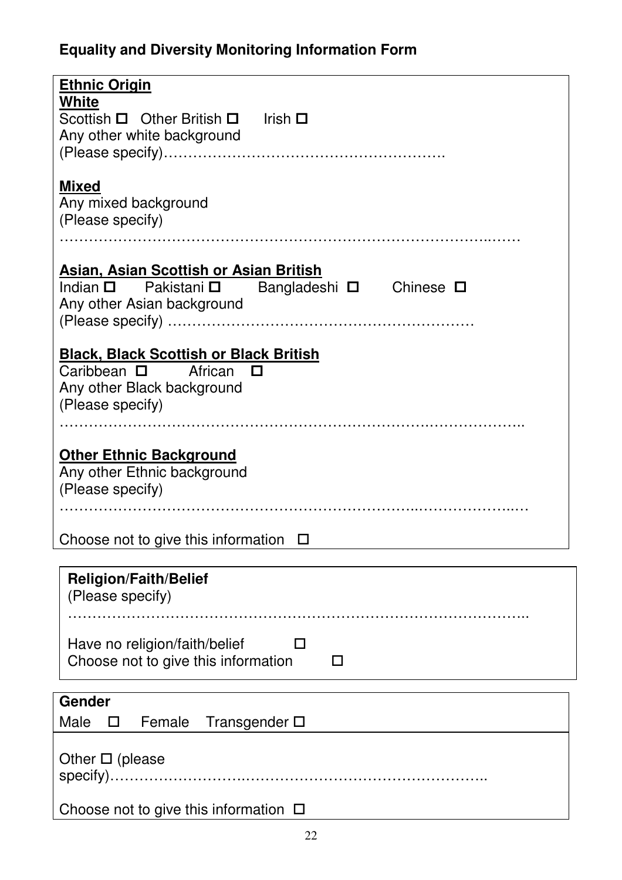## Equality and Diversity Monitoring Information Form

**Ethnic Origin**

**White**

Scottish ☐ Other British ☐ Irish ☐

Any other white background

(Please specify)………………………………………………….

**Mixed**

Any mixed background

(Please specify)

……………………………………………………………………………..……

**Asian, Asian Scottish or Asian British**

Indian ☐ Pakistani ☐ Bangladeshi ☐ Chinese ☐

Any other Asian background

(Please specify) ……………………………………………………

**Black, Black Scottish or Black British**

Caribbean ☐ African ☐

Any other Black background

(Please specify)

……………………………………………………………………….………………..

**Other Ethnic Background**

Any other Ethnic background

(Please specify)

………………………………………………………………..……………..…

Choose not to give this information ☐

**Religion/Faith/Belief**

(Please specify)

………………………………………………………………………………..

Have no religion/faith/belief ☐

Choose not to give this information ☐

**Gender**

Male ☐ Female Transgender ☐

Other ☐ (please specify)………………………..…………………………………………..

Choose not to give this information ☐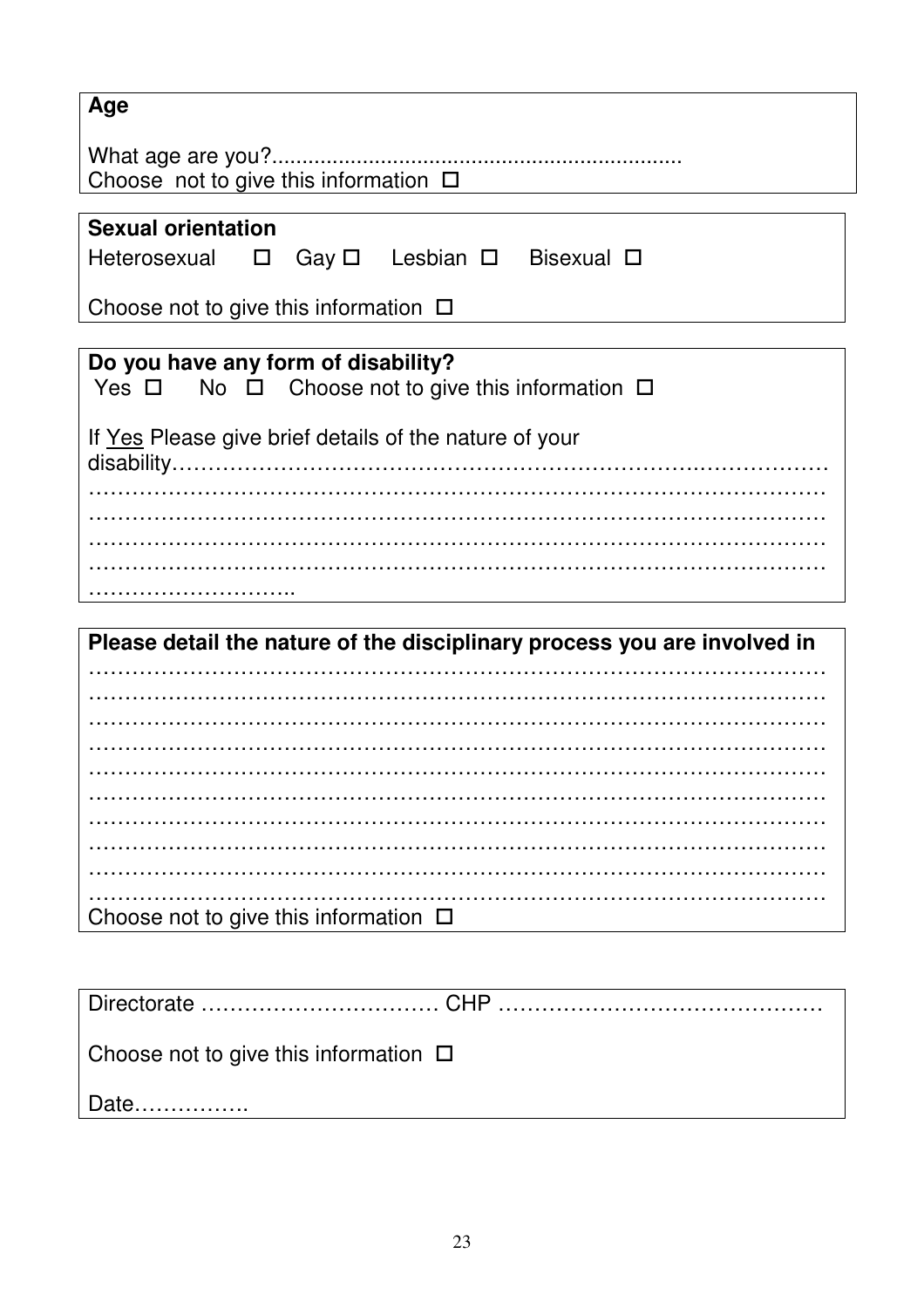**Age**

What age are you?..................................................................

Choose not to give this information ☐

**Sexual orientation**

Heterosexual ☐ Gay ☐ Lesbian ☐ Bisexual ☐

Choose not to give this information ☐

**Do you have any form of disability?**

Yes ☐ No ☐ Choose not to give this information ☐

If Yes Please give brief details of the nature of your disability……………………………………………………………………………
…………………………………………………………………………………………
…………………………………………………………………………………………
…………………………………………………………………………………………
…………………………………………………………………………………………
………………………..

**Please detail the nature of the disciplinary process you are involved in**

…………………………………………………………………………………………
…………………………………………………………………………………………
…………………………………………………………………………………………
…………………………………………………………………………………………
…………………………………………………………………………………………
…………………………………………………………………………………………
…………………………………………………………………………………………
…………………………………………………………………………………………
…………………………………………………………………………………………
…………………………………………………………………………………………

Choose not to give this information ☐

Directorate …………………………… CHP ………………………………………

Choose not to give this information ☐

Date…………….